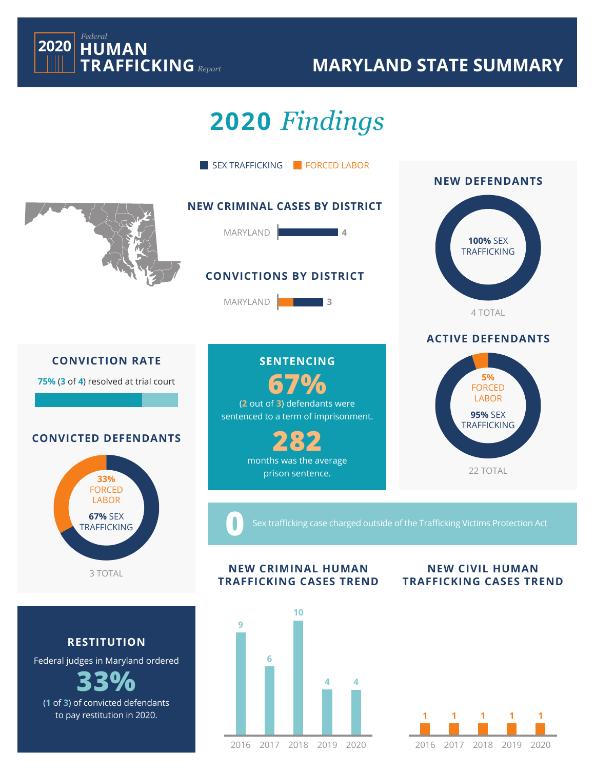# 2020 Federal HUMAN TRAFFICKING Report

## MARYLAND STATE SUMMARY

# 2020 *Findings*

SEX TRAFFICKING | FORCED LABOR

### NEW CRIMINAL CASES BY DISTRICT

MARYLAND 4

### CONVICTIONS BY DISTRICT

MARYLAND 3

### NEW DEFENDANTS

**100%** SEX TRAFFICKING

4 TOTAL

### ACTIVE DEFENDANTS

**5%** FORCED LABOR

**95%** SEX TRAFFICKING

22 TOTAL

### CONVICTION RATE

**75%** (**3** of **4**) resolved at trial court

### CONVICTED DEFENDANTS

**33%** FORCED LABOR

**67%** SEX TRAFFICKING

3 TOTAL

### SENTENCING

**67%**

(**2** out of **3**) defendants were sentenced to a term of imprisonment.

**282**

months was the average prison sentence.

**0** Sex trafficking case charged outside of the Trafficking Victims Protection Act

### RESTITUTION

Federal judges in Maryland ordered

**33%**

(**1** of **3**) of convicted defendants to pay restitution in 2020.

### NEW CRIMINAL HUMAN TRAFFICKING CASES TREND

| 2016 | 2017 | 2018 | 2019 | 2020 |
|---|---|---|---|---|
| 9 | 6 | 10 | 4 | 4 |

### NEW CIVIL HUMAN TRAFFICKING CASES TREND

| 2016 | 2017 | 2018 | 2019 | 2020 |
|---|---|---|---|---|
| 1 | 1 | 1 | 1 | 1 |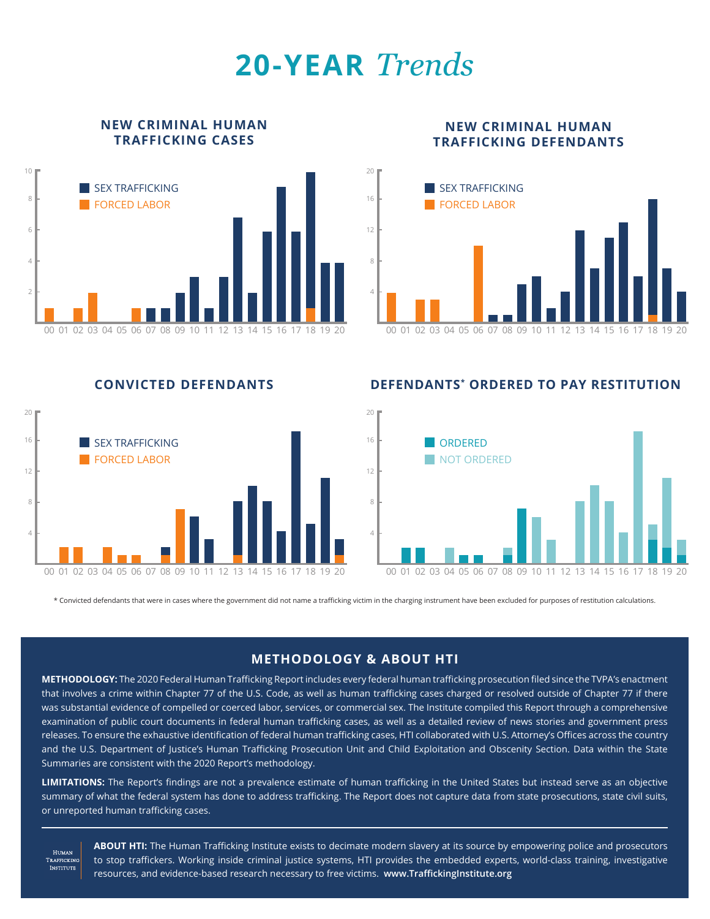# 20-YEAR *Trends*

## NEW CRIMINAL HUMAN TRAFFICKING CASES

10
8
6
4
2

SEX TRAFFICKING
FORCED LABOR

00 01 02 03 04 05 06 07 08 09 10 11 12 13 14 15 16 17 18 19 20

## NEW CRIMINAL HUMAN TRAFFICKING DEFENDANTS

20
16
12
8
4

SEX TRAFFICKING
FORCED LABOR

00 01 02 03 04 05 06 07 08 09 10 11 12 13 14 15 16 17 18 19 20

## CONVICTED DEFENDANTS

20
16
12
8
4

SEX TRAFFICKING
FORCED LABOR

00 01 02 03 04 05 06 07 08 09 10 11 12 13 14 15 16 17 18 19 20

## DEFENDANTS* ORDERED TO PAY RESTITUTION

20
16
12
8
4

ORDERED
NOT ORDERED

00 01 02 03 04 05 06 07 08 09 10 11 12 13 14 15 16 17 18 19 20

\* Convicted defendants that were in cases where the government did not name a trafficking victim in the charging instrument have been excluded for purposes of restitution calculations.

## METHODOLOGY & ABOUT HTI

**METHODOLOGY:** The 2020 Federal Human Trafficking Report includes every federal human trafficking prosecution filed since the TVPA's enactment that involves a crime within Chapter 77 of the U.S. Code, as well as human trafficking cases charged or resolved outside of Chapter 77 if there was substantial evidence of compelled or coerced labor, services, or commercial sex. The Institute compiled this Report through a comprehensive examination of public court documents in federal human trafficking cases, as well as a detailed review of news stories and government press releases. To ensure the exhaustive identification of federal human trafficking cases, HTI collaborated with U.S. Attorney's Offices across the country and the U.S. Department of Justice's Human Trafficking Prosecution Unit and Child Exploitation and Obscenity Section. Data within the State Summaries are consistent with the 2020 Report's methodology.

**LIMITATIONS:** The Report's findings are not a prevalence estimate of human trafficking in the United States but instead serve as an objective summary of what the federal system has done to address trafficking. The Report does not capture data from state prosecutions, state civil suits, or unreported human trafficking cases.

Human Trafficking Institute

**ABOUT HTI:** The Human Trafficking Institute exists to decimate modern slavery at its source by empowering police and prosecutors to stop traffickers. Working inside criminal justice systems, HTI provides the embedded experts, world-class training, investigative resources, and evidence-based research necessary to free victims. **www.TraffickingInstitute.org**